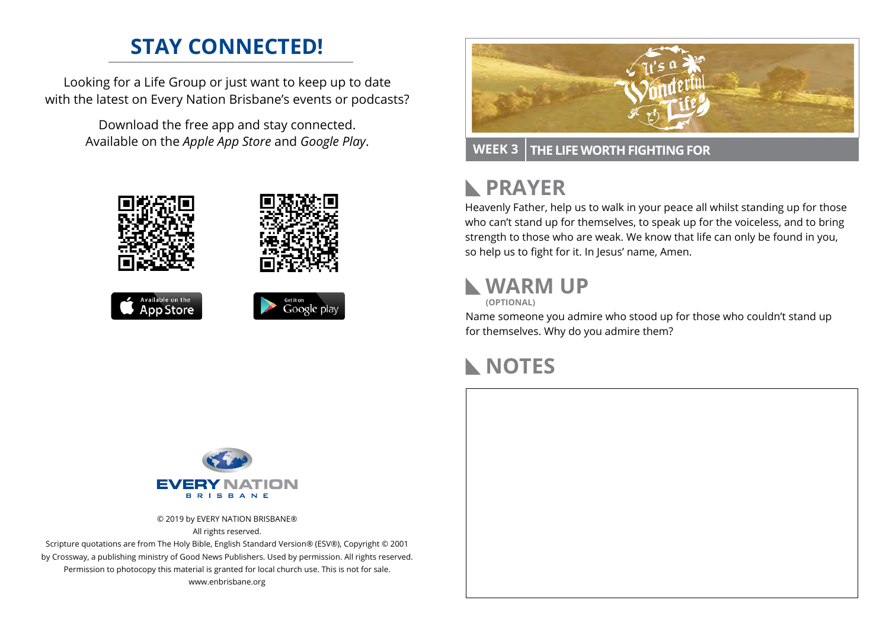## STAY CONNECTED!

Looking for a Life Group or just want to keep up to date with the latest on Every Nation Brisbane's events or podcasts?

Download the free app and stay connected. Available on the *Apple App Store* and *Google Play*.

Available on the App Store

Get it on Google play

EVERY NATION BRISBANE

© 2019 by EVERY NATION BRISBANE®
All rights reserved.
Scripture quotations are from The Holy Bible, English Standard Version® (ESV®), Copyright © 2001 by Crossway, a publishing ministry of Good News Publishers. Used by permission. All rights reserved.
Permission to photocopy this material is granted for local church use. This is not for sale.
www.enbrisbane.org

It's a Wonderful Life

**WEEK 3** | **THE LIFE WORTH FIGHTING FOR**

## PRAYER

Heavenly Father, help us to walk in your peace all whilst standing up for those who can't stand up for themselves, to speak up for the voiceless, and to bring strength to those who are weak. We know that life can only be found in you, so help us to fight for it. In Jesus' name, Amen.

## WARM UP
**(OPTIONAL)**

Name someone you admire who stood up for those who couldn't stand up for themselves. Why do you admire them?

## NOTES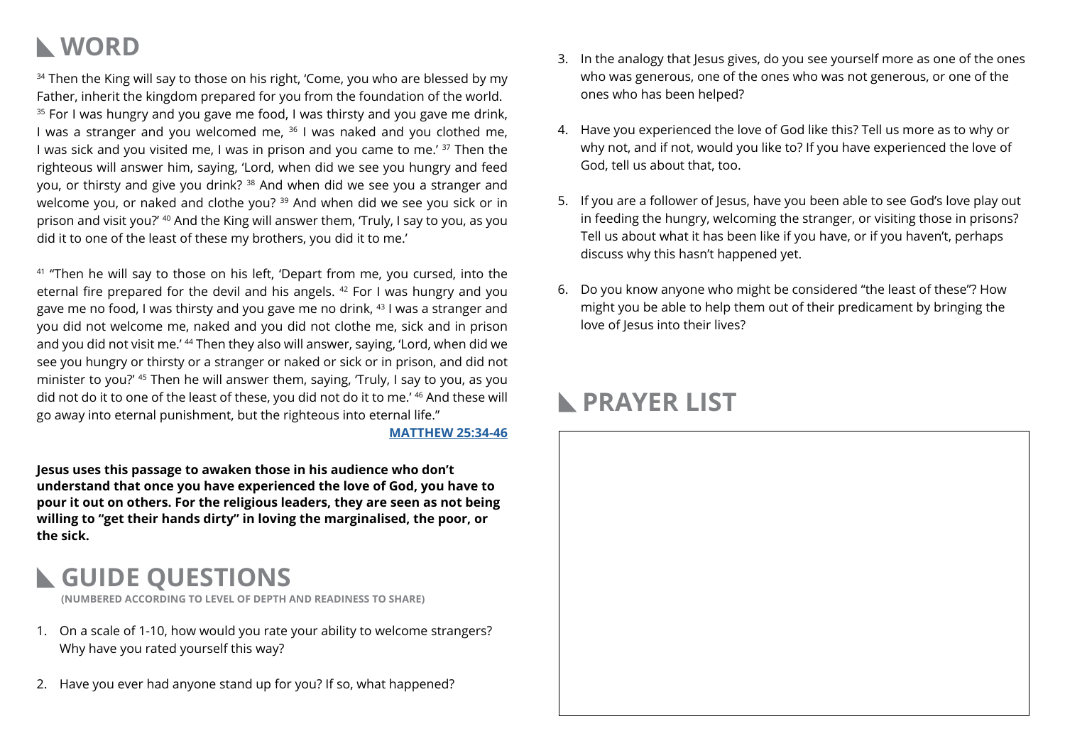## WORD

[34] Then the King will say to those on his right, 'Come, you who are blessed by my Father, inherit the kingdom prepared for you from the foundation of the world. [35] For I was hungry and you gave me food, I was thirsty and you gave me drink, I was a stranger and you welcomed me, [36] I was naked and you clothed me, I was sick and you visited me, I was in prison and you came to me.' [37] Then the righteous will answer him, saying, 'Lord, when did we see you hungry and feed you, or thirsty and give you drink? [38] And when did we see you a stranger and welcome you, or naked and clothe you? [39] And when did we see you sick or in prison and visit you?' [40] And the King will answer them, 'Truly, I say to you, as you did it to one of the least of these my brothers, you did it to me.'

[41] "Then he will say to those on his left, 'Depart from me, you cursed, into the eternal fire prepared for the devil and his angels. [42] For I was hungry and you gave me no food, I was thirsty and you gave me no drink, [43] I was a stranger and you did not welcome me, naked and you did not clothe me, sick and in prison and you did not visit me.' [44] Then they also will answer, saying, 'Lord, when did we see you hungry or thirsty or a stranger or naked or sick or in prison, and did not minister to you?' [45] Then he will answer them, saying, 'Truly, I say to you, as you did not do it to one of the least of these, you did not do it to me.' [46] And these will go away into eternal punishment, but the righteous into eternal life."

**MATTHEW 25:34-46**

**Jesus uses this passage to awaken those in his audience who don't understand that once you have experienced the love of God, you have to pour it out on others. For the religious leaders, they are seen as not being willing to "get their hands dirty" in loving the marginalised, the poor, or the sick.**

## GUIDE QUESTIONS

**(NUMBERED ACCORDING TO LEVEL OF DEPTH AND READINESS TO SHARE)**

1. On a scale of 1-10, how would you rate your ability to welcome strangers? Why have you rated yourself this way?
2. Have you ever had anyone stand up for you? If so, what happened?
3. In the analogy that Jesus gives, do you see yourself more as one of the ones who was generous, one of the ones who was not generous, or one of the ones who has been helped?
4. Have you experienced the love of God like this? Tell us more as to why or why not, and if not, would you like to? If you have experienced the love of God, tell us about that, too.
5. If you are a follower of Jesus, have you been able to see God's love play out in feeding the hungry, welcoming the stranger, or visiting those in prisons? Tell us about what it has been like if you have, or if you haven't, perhaps discuss why this hasn't happened yet.
6. Do you know anyone who might be considered "the least of these"? How might you be able to help them out of their predicament by bringing the love of Jesus into their lives?

## PRAYER LIST